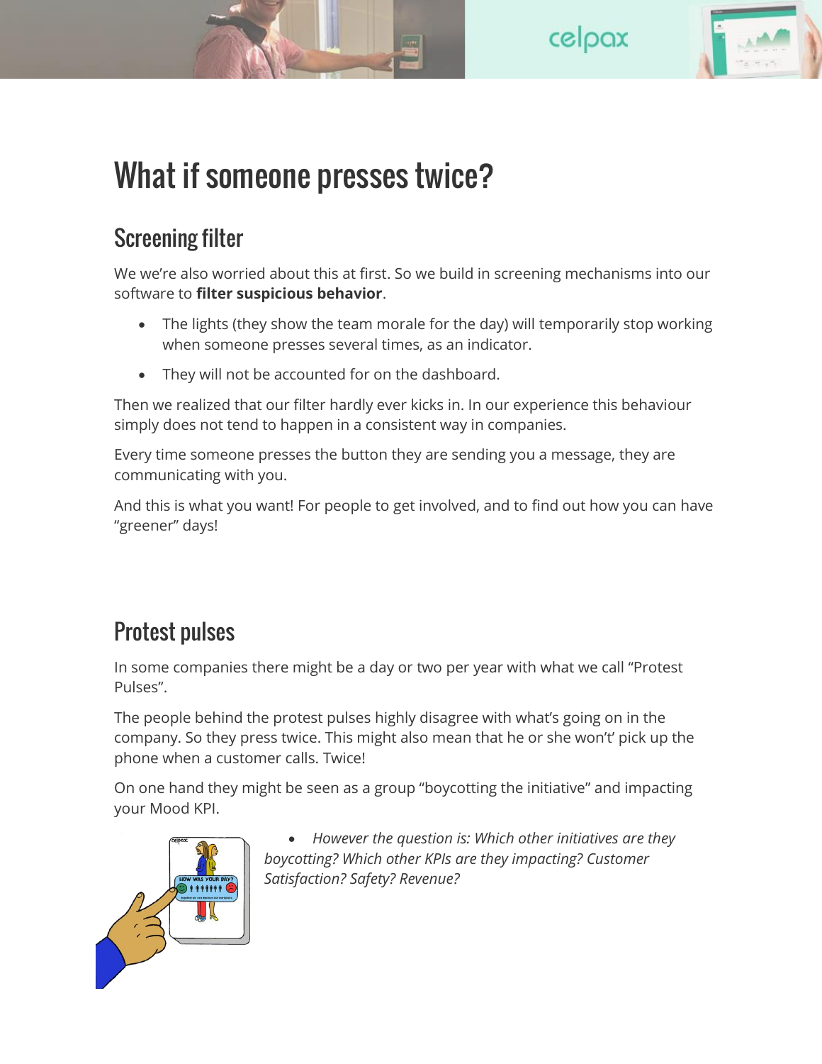# What if someone presses twice?

## Screening filter

We we're also worried about this at first. So we build in screening mechanisms into our software to **filter suspicious behavior**.

- The lights (they show the team morale for the day) will temporarily stop working when someone presses several times, as an indicator.
- They will not be accounted for on the dashboard.

Then we realized that our filter hardly ever kicks in. In our experience this behaviour simply does not tend to happen in a consistent way in companies.

Every time someone presses the button they are sending you a message, they are communicating with you.

And this is what you want! For people to get involved, and to find out how you can have "greener" days!

## Protest pulses

In some companies there might be a day or two per year with what we call "Protest Pulses".

The people behind the protest pulses highly disagree with what's going on in the company. So they press twice. This might also mean that he or she won't' pick up the phone when a customer calls. Twice!

On one hand they might be seen as a group "boycotting the initiative" and impacting your Mood KPI.

- *However the question is: Which other initiatives are they boycotting? Which other KPIs are they impacting? Customer Satisfaction? Safety? Revenue?*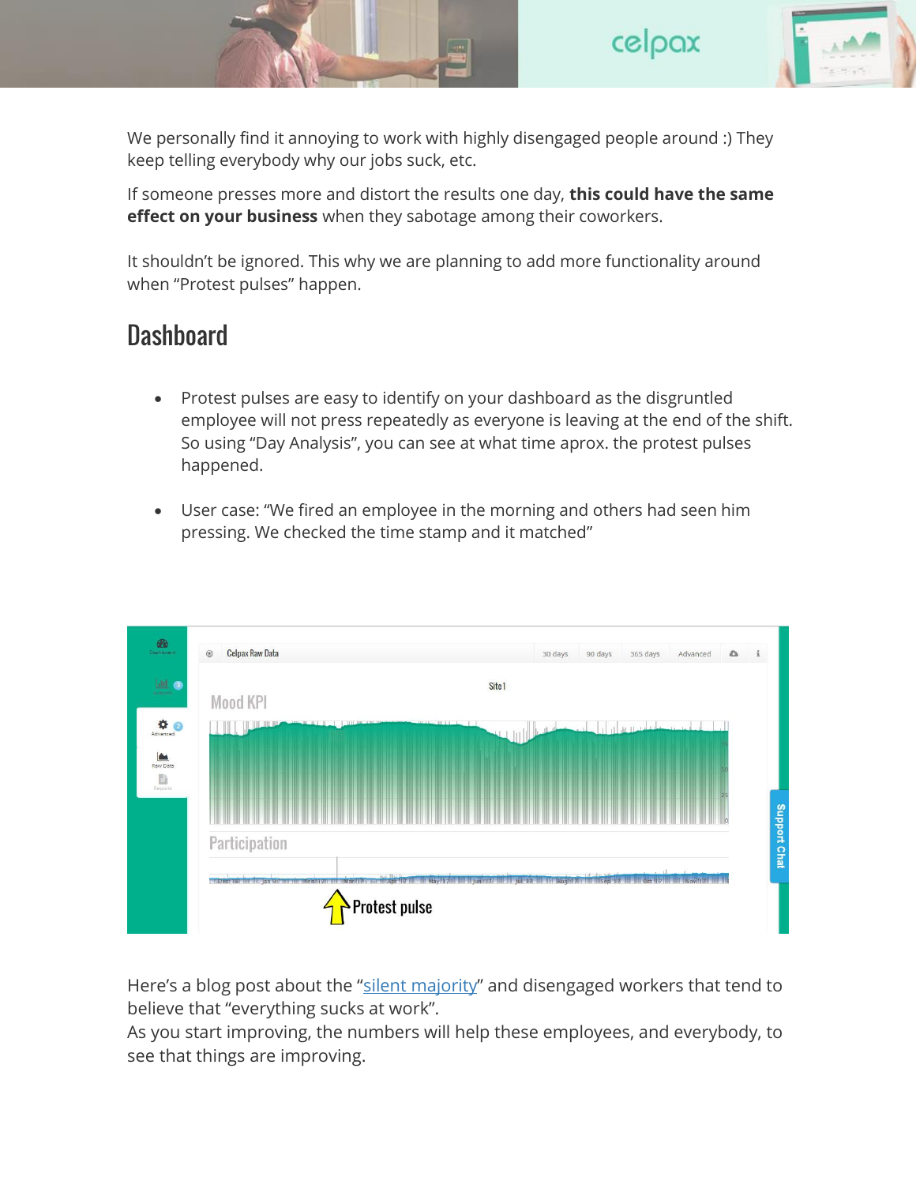We personally find it annoying to work with highly disengaged people around :) They keep telling everybody why our jobs suck, etc.

If someone presses more and distort the results one day, **this could have the same effect on your business** when they sabotage among their coworkers.

It shouldn't be ignored. This why we are planning to add more functionality around when "Protest pulses" happen.

## Dashboard

- Protest pulses are easy to identify on your dashboard as the disgruntled employee will not press repeatedly as everyone is leaving at the end of the shift. So using "Day Analysis", you can see at what time aprox. the protest pulses happened.
- User case: "We fired an employee in the morning and others had seen him pressing. We checked the time stamp and it matched"

Here's a blog post about the "silent majority" and disengaged workers that tend to believe that "everything sucks at work".
As you start improving, the numbers will help these employees, and everybody, to see that things are improving.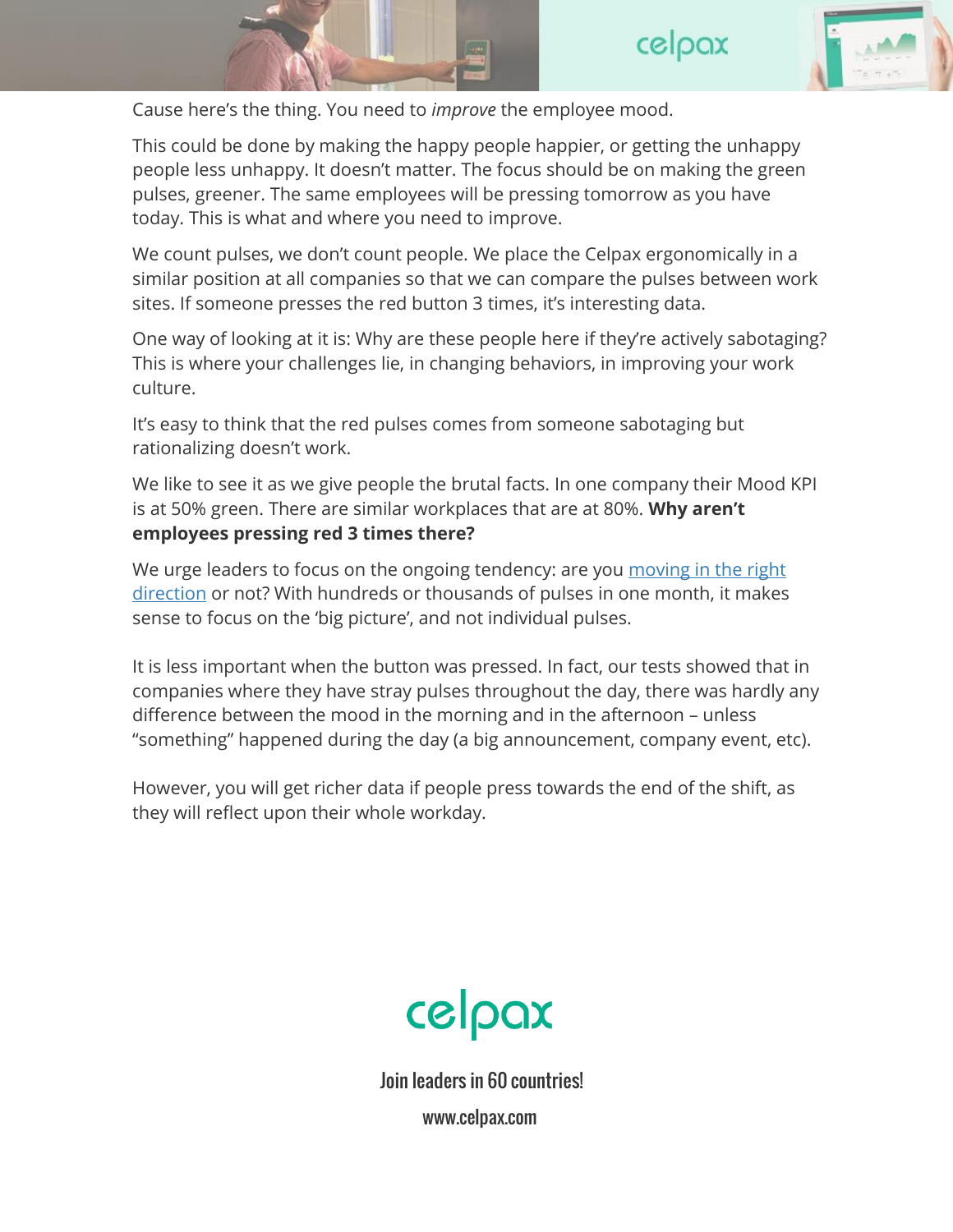Cause here's the thing. You need to *improve* the employee mood.

This could be done by making the happy people happier, or getting the unhappy people less unhappy. It doesn't matter. The focus should be on making the green pulses, greener. The same employees will be pressing tomorrow as you have today. This is what and where you need to improve.

We count pulses, we don't count people. We place the Celpax ergonomically in a similar position at all companies so that we can compare the pulses between work sites. If someone presses the red button 3 times, it's interesting data.

One way of looking at it is: Why are these people here if they're actively sabotaging? This is where your challenges lie, in changing behaviors, in improving your work culture.

It's easy to think that the red pulses comes from someone sabotaging but rationalizing doesn't work.

We like to see it as we give people the brutal facts. In one company their Mood KPI is at 50% green. There are similar workplaces that are at 80%. **Why aren't employees pressing red 3 times there?**

We urge leaders to focus on the ongoing tendency: are you [moving in the right direction]() or not? With hundreds or thousands of pulses in one month, it makes sense to focus on the 'big picture', and not individual pulses.

It is less important when the button was pressed. In fact, our tests showed that in companies where they have stray pulses throughout the day, there was hardly any difference between the mood in the morning and in the afternoon – unless "something" happened during the day (a big announcement, company event, etc).

However, you will get richer data if people press towards the end of the shift, as they will reflect upon their whole workday.

celpax

Join leaders in 60 countries!

www.celpax.com